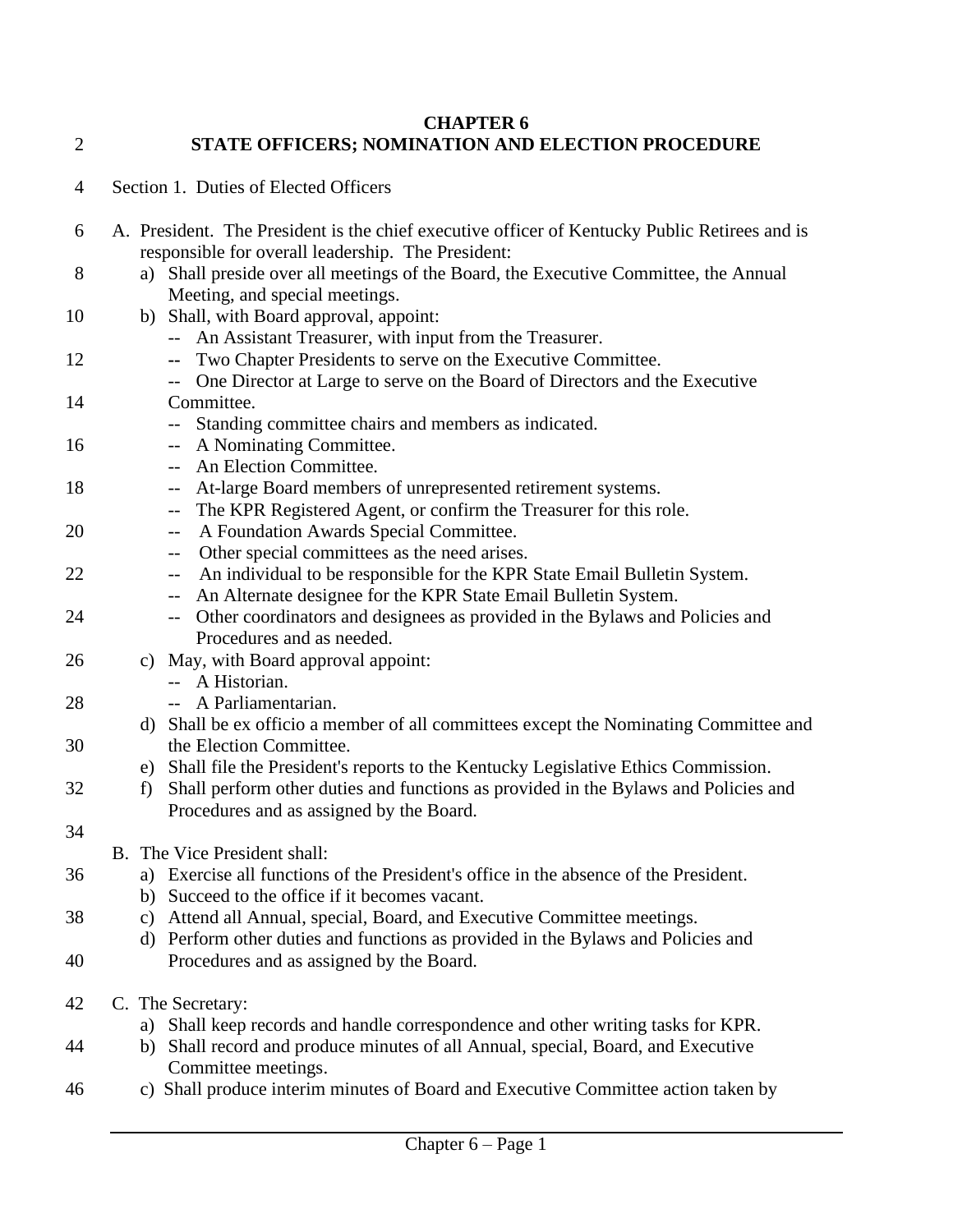# CHAPTER 6
# STATE OFFICERS; NOMINATION AND ELECTION PROCEDURE

Section 1. Duties of Elected Officers

A. President. The President is the chief executive officer of Kentucky Public Retirees and is responsible for overall leadership. The President:

a) Shall preside over all meetings of the Board, the Executive Committee, the Annual Meeting, and special meetings.

b) Shall, with Board approval, appoint:
- -- An Assistant Treasurer, with input from the Treasurer.
- -- Two Chapter Presidents to serve on the Executive Committee.
- -- One Director at Large to serve on the Board of Directors and the Executive Committee.
- -- Standing committee chairs and members as indicated.
- -- A Nominating Committee.
- -- An Election Committee.
- -- At-large Board members of unrepresented retirement systems.
- -- The KPR Registered Agent, or confirm the Treasurer for this role.
- -- A Foundation Awards Special Committee.
- -- Other special committees as the need arises.
- -- An individual to be responsible for the KPR State Email Bulletin System.
- -- An Alternate designee for the KPR State Email Bulletin System.
- -- Other coordinators and designees as provided in the Bylaws and Policies and Procedures and as needed.

c) May, with Board approval appoint:
- -- A Historian.
- -- A Parliamentarian.

d) Shall be ex officio a member of all committees except the Nominating Committee and the Election Committee.

e) Shall file the President's reports to the Kentucky Legislative Ethics Commission.

f) Shall perform other duties and functions as provided in the Bylaws and Policies and Procedures and as assigned by the Board.

B. The Vice President shall:

a) Exercise all functions of the President's office in the absence of the President.

b) Succeed to the office if it becomes vacant.

c) Attend all Annual, special, Board, and Executive Committee meetings.

d) Perform other duties and functions as provided in the Bylaws and Policies and Procedures and as assigned by the Board.

C. The Secretary:

a) Shall keep records and handle correspondence and other writing tasks for KPR.

b) Shall record and produce minutes of all Annual, special, Board, and Executive Committee meetings.

c) Shall produce interim minutes of Board and Executive Committee action taken by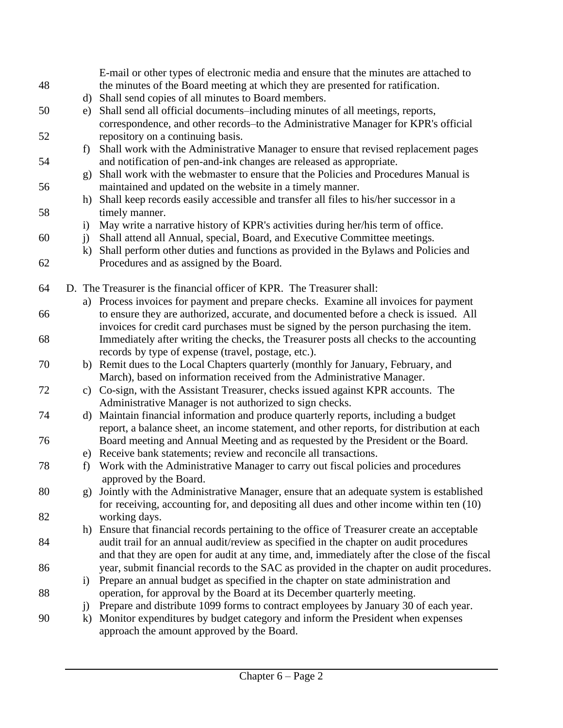E-mail or other types of electronic media and ensure that the minutes are attached to the minutes of the Board meeting at which they are presented for ratification.

d) Shall send copies of all minutes to Board members.
e) Shall send all official documents–including minutes of all meetings, reports, correspondence, and other records–to the Administrative Manager for KPR's official repository on a continuing basis.
f) Shall work with the Administrative Manager to ensure that revised replacement pages and notification of pen-and-ink changes are released as appropriate.
g) Shall work with the webmaster to ensure that the Policies and Procedures Manual is maintained and updated on the website in a timely manner.
h) Shall keep records easily accessible and transfer all files to his/her successor in a timely manner.
i) May write a narrative history of KPR's activities during her/his term of office.
j) Shall attend all Annual, special, Board, and Executive Committee meetings.
k) Shall perform other duties and functions as provided in the Bylaws and Policies and Procedures and as assigned by the Board.

D. The Treasurer is the financial officer of KPR. The Treasurer shall:

a) Process invoices for payment and prepare checks. Examine all invoices for payment to ensure they are authorized, accurate, and documented before a check is issued. All invoices for credit card purchases must be signed by the person purchasing the item. Immediately after writing the checks, the Treasurer posts all checks to the accounting records by type of expense (travel, postage, etc.).
b) Remit dues to the Local Chapters quarterly (monthly for January, February, and March), based on information received from the Administrative Manager.
c) Co-sign, with the Assistant Treasurer, checks issued against KPR accounts. The Administrative Manager is not authorized to sign checks.
d) Maintain financial information and produce quarterly reports, including a budget report, a balance sheet, an income statement, and other reports, for distribution at each Board meeting and Annual Meeting and as requested by the President or the Board.
e) Receive bank statements; review and reconcile all transactions.
f) Work with the Administrative Manager to carry out fiscal policies and procedures approved by the Board.
g) Jointly with the Administrative Manager, ensure that an adequate system is established for receiving, accounting for, and depositing all dues and other income within ten (10) working days.
h) Ensure that financial records pertaining to the office of Treasurer create an acceptable audit trail for an annual audit/review as specified in the chapter on audit procedures and that they are open for audit at any time, and, immediately after the close of the fiscal year, submit financial records to the SAC as provided in the chapter on audit procedures.
i) Prepare an annual budget as specified in the chapter on state administration and operation, for approval by the Board at its December quarterly meeting.
j) Prepare and distribute 1099 forms to contract employees by January 30 of each year.
k) Monitor expenditures by budget category and inform the President when expenses approach the amount approved by the Board.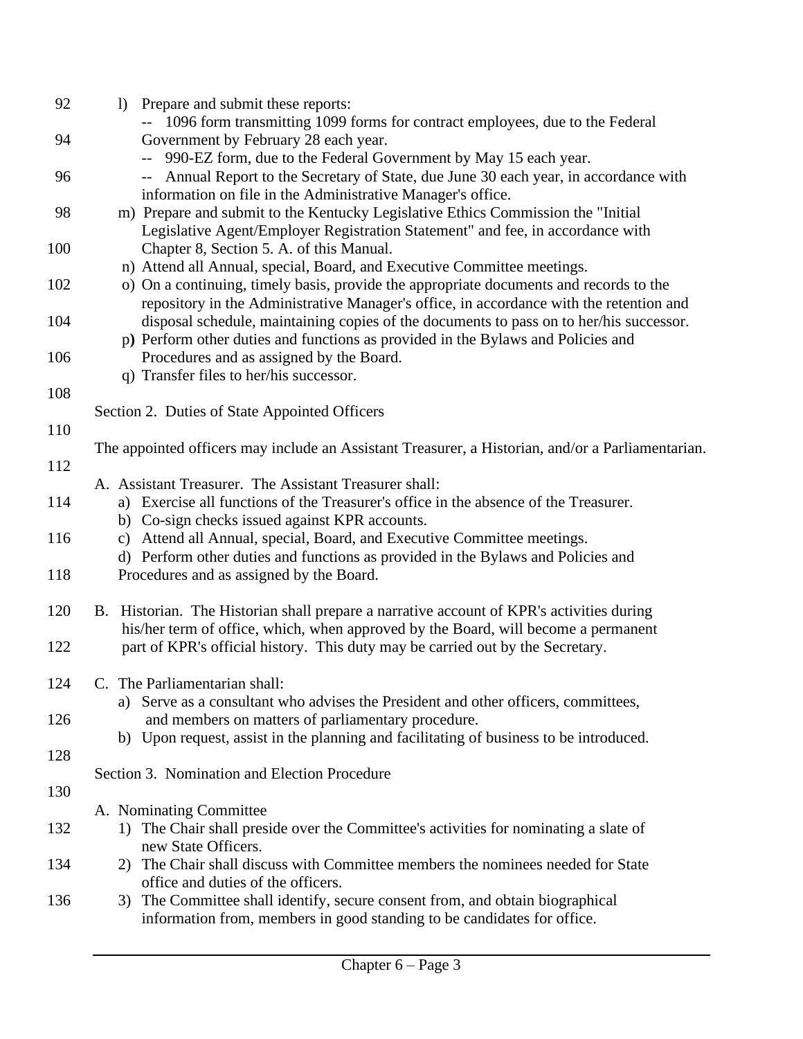l) Prepare and submit these reports:
   - -- 1096 form transmitting 1099 forms for contract employees, due to the Federal Government by February 28 each year.
   - -- 990-EZ form, due to the Federal Government by May 15 each year.
   - -- Annual Report to the Secretary of State, due June 30 each year, in accordance with information on file in the Administrative Manager's office.

m) Prepare and submit to the Kentucky Legislative Ethics Commission the "Initial Legislative Agent/Employer Registration Statement" and fee, in accordance with Chapter 8, Section 5. A. of this Manual.

n) Attend all Annual, special, Board, and Executive Committee meetings.

o) On a continuing, timely basis, provide the appropriate documents and records to the repository in the Administrative Manager's office, in accordance with the retention and disposal schedule, maintaining copies of the documents to pass on to her/his successor.

p) Perform other duties and functions as provided in the Bylaws and Policies and Procedures and as assigned by the Board.

q) Transfer files to her/his successor.

Section 2. Duties of State Appointed Officers

The appointed officers may include an Assistant Treasurer, a Historian, and/or a Parliamentarian.

A. Assistant Treasurer. The Assistant Treasurer shall:

a) Exercise all functions of the Treasurer's office in the absence of the Treasurer.

b) Co-sign checks issued against KPR accounts.

c) Attend all Annual, special, Board, and Executive Committee meetings.

d) Perform other duties and functions as provided in the Bylaws and Policies and Procedures and as assigned by the Board.

B. Historian. The Historian shall prepare a narrative account of KPR's activities during his/her term of office, which, when approved by the Board, will become a permanent part of KPR's official history. This duty may be carried out by the Secretary.

C. The Parliamentarian shall:

a) Serve as a consultant who advises the President and other officers, committees, and members on matters of parliamentary procedure.

b) Upon request, assist in the planning and facilitating of business to be introduced.

Section 3. Nomination and Election Procedure

A. Nominating Committee

1) The Chair shall preside over the Committee's activities for nominating a slate of new State Officers.

2) The Chair shall discuss with Committee members the nominees needed for State office and duties of the officers.

3) The Committee shall identify, secure consent from, and obtain biographical information from, members in good standing to be candidates for office.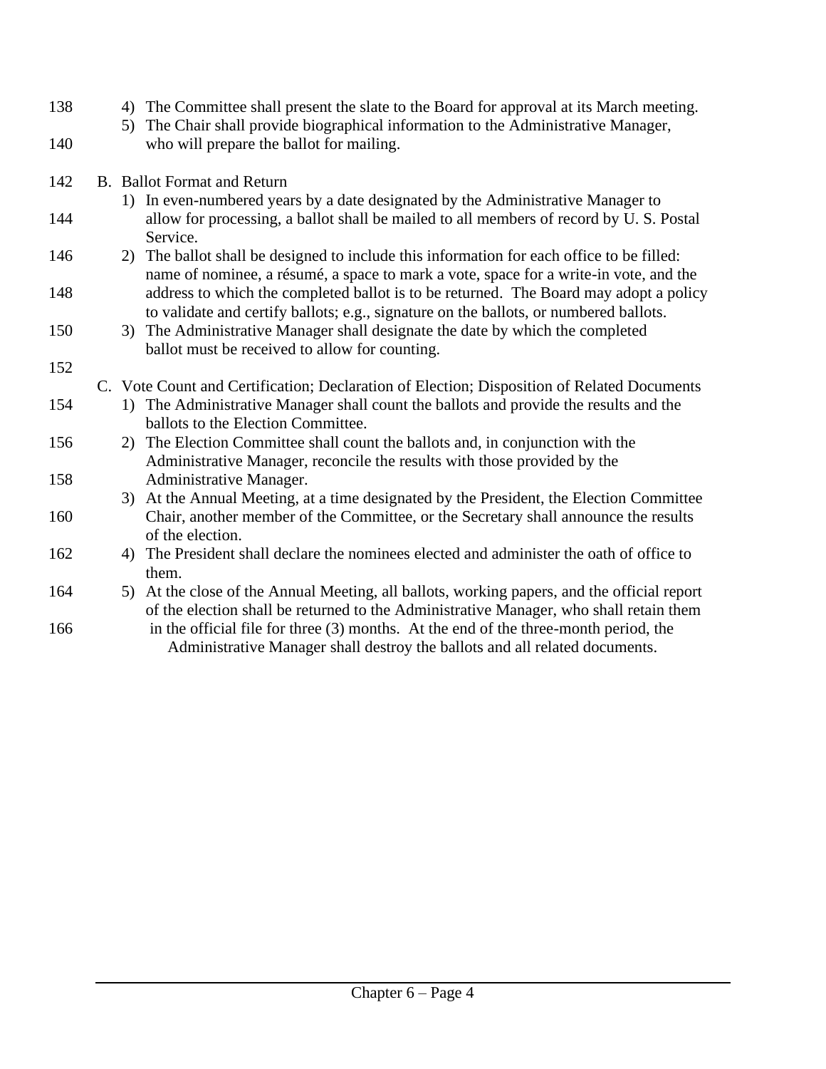4) The Committee shall present the slate to the Board for approval at its March meeting.
5) The Chair shall provide biographical information to the Administrative Manager, who will prepare the ballot for mailing.

B. Ballot Format and Return

1) In even-numbered years by a date designated by the Administrative Manager to allow for processing, a ballot shall be mailed to all members of record by U. S. Postal Service.
2) The ballot shall be designed to include this information for each office to be filled: name of nominee, a résumé, a space to mark a vote, space for a write-in vote, and the address to which the completed ballot is to be returned. The Board may adopt a policy to validate and certify ballots; e.g., signature on the ballots, or numbered ballots.
3) The Administrative Manager shall designate the date by which the completed ballot must be received to allow for counting.

C. Vote Count and Certification; Declaration of Election; Disposition of Related Documents

1) The Administrative Manager shall count the ballots and provide the results and the ballots to the Election Committee.
2) The Election Committee shall count the ballots and, in conjunction with the Administrative Manager, reconcile the results with those provided by the Administrative Manager.
3) At the Annual Meeting, at a time designated by the President, the Election Committee Chair, another member of the Committee, or the Secretary shall announce the results of the election.
4) The President shall declare the nominees elected and administer the oath of office to them.
5) At the close of the Annual Meeting, all ballots, working papers, and the official report of the election shall be returned to the Administrative Manager, who shall retain them in the official file for three (3) months. At the end of the three-month period, the Administrative Manager shall destroy the ballots and all related documents.